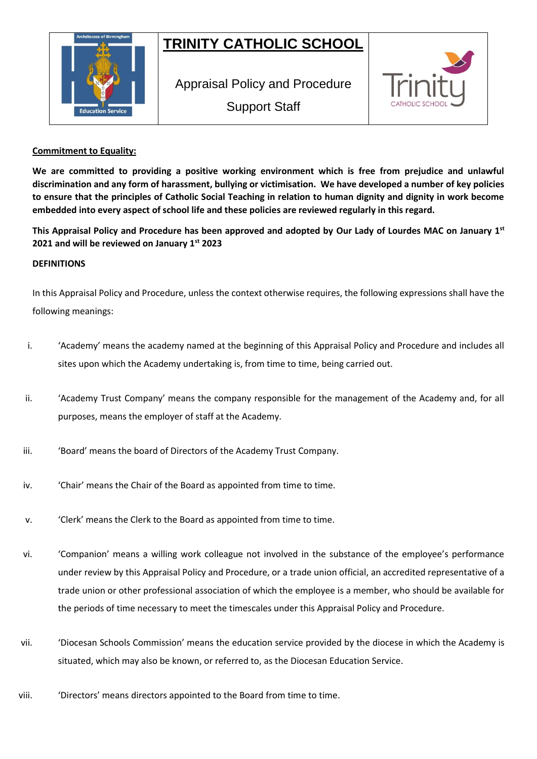# TRINITY CATHOLIC SCHOOL

Appraisal Policy and Procedure

Support Staff

**Commitment to Equality:**

**We are committed to providing a positive working environment which is free from prejudice and unlawful discrimination and any form of harassment, bullying or victimisation. We have developed a number of key policies to ensure that the principles of Catholic Social Teaching in relation to human dignity and dignity in work become embedded into every aspect of school life and these policies are reviewed regularly in this regard.**

**This Appraisal Policy and Procedure has been approved and adopted by Our Lady of Lourdes MAC on January 1st 2021 and will be reviewed on January 1st 2023**

**DEFINITIONS**

In this Appraisal Policy and Procedure, unless the context otherwise requires, the following expressions shall have the following meanings:

i. 'Academy' means the academy named at the beginning of this Appraisal Policy and Procedure and includes all sites upon which the Academy undertaking is, from time to time, being carried out.

ii. 'Academy Trust Company' means the company responsible for the management of the Academy and, for all purposes, means the employer of staff at the Academy.

iii. 'Board' means the board of Directors of the Academy Trust Company.

iv. 'Chair' means the Chair of the Board as appointed from time to time.

v. 'Clerk' means the Clerk to the Board as appointed from time to time.

vi. 'Companion' means a willing work colleague not involved in the substance of the employee's performance under review by this Appraisal Policy and Procedure, or a trade union official, an accredited representative of a trade union or other professional association of which the employee is a member, who should be available for the periods of time necessary to meet the timescales under this Appraisal Policy and Procedure.

vii. 'Diocesan Schools Commission' means the education service provided by the diocese in which the Academy is situated, which may also be known, or referred to, as the Diocesan Education Service.

viii. 'Directors' means directors appointed to the Board from time to time.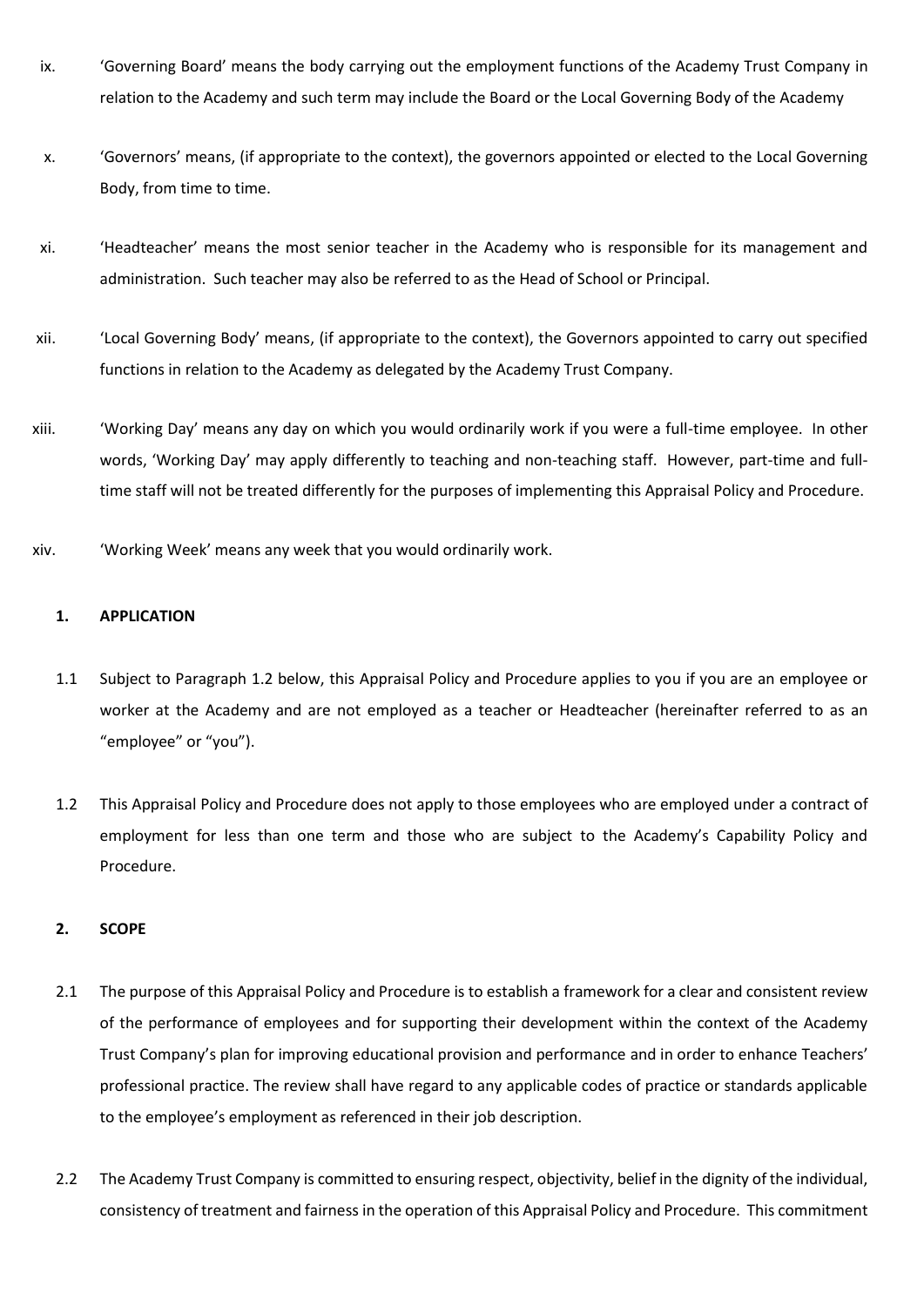ix. 'Governing Board' means the body carrying out the employment functions of the Academy Trust Company in relation to the Academy and such term may include the Board or the Local Governing Body of the Academy

x. 'Governors' means, (if appropriate to the context), the governors appointed or elected to the Local Governing Body, from time to time.

xi. 'Headteacher' means the most senior teacher in the Academy who is responsible for its management and administration. Such teacher may also be referred to as the Head of School or Principal.

xii. 'Local Governing Body' means, (if appropriate to the context), the Governors appointed to carry out specified functions in relation to the Academy as delegated by the Academy Trust Company.

xiii. 'Working Day' means any day on which you would ordinarily work if you were a full-time employee. In other words, 'Working Day' may apply differently to teaching and non-teaching staff. However, part-time and full-time staff will not be treated differently for the purposes of implementing this Appraisal Policy and Procedure.

xiv. 'Working Week' means any week that you would ordinarily work.

## 1. APPLICATION

1.1 Subject to Paragraph 1.2 below, this Appraisal Policy and Procedure applies to you if you are an employee or worker at the Academy and are not employed as a teacher or Headteacher (hereinafter referred to as an "employee" or "you").

1.2 This Appraisal Policy and Procedure does not apply to those employees who are employed under a contract of employment for less than one term and those who are subject to the Academy's Capability Policy and Procedure.

## 2. SCOPE

2.1 The purpose of this Appraisal Policy and Procedure is to establish a framework for a clear and consistent review of the performance of employees and for supporting their development within the context of the Academy Trust Company's plan for improving educational provision and performance and in order to enhance Teachers' professional practice. The review shall have regard to any applicable codes of practice or standards applicable to the employee's employment as referenced in their job description.

2.2 The Academy Trust Company is committed to ensuring respect, objectivity, belief in the dignity of the individual, consistency of treatment and fairness in the operation of this Appraisal Policy and Procedure. This commitment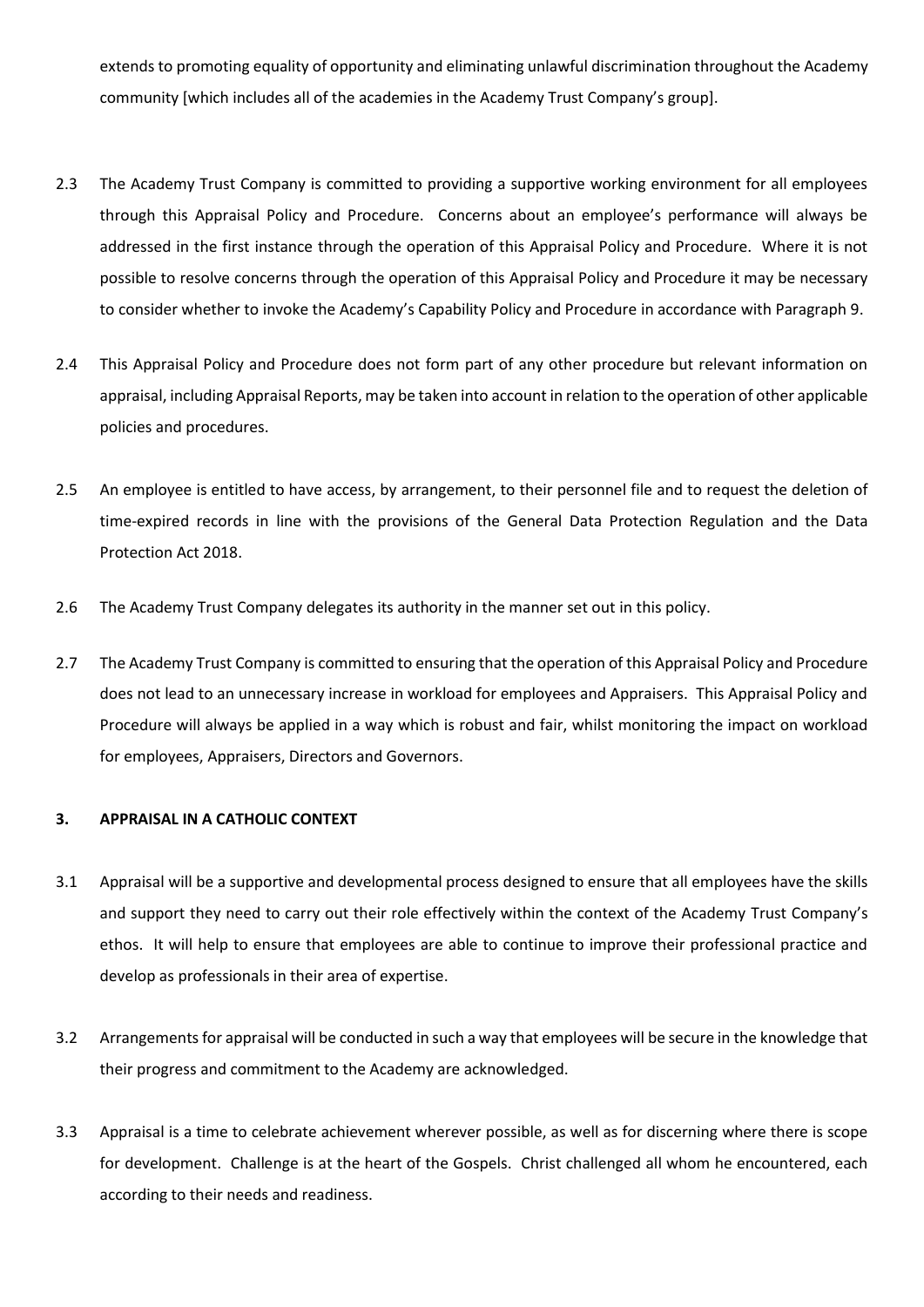extends to promoting equality of opportunity and eliminating unlawful discrimination throughout the Academy community [which includes all of the academies in the Academy Trust Company's group].

2.3 The Academy Trust Company is committed to providing a supportive working environment for all employees through this Appraisal Policy and Procedure. Concerns about an employee's performance will always be addressed in the first instance through the operation of this Appraisal Policy and Procedure. Where it is not possible to resolve concerns through the operation of this Appraisal Policy and Procedure it may be necessary to consider whether to invoke the Academy's Capability Policy and Procedure in accordance with Paragraph 9.

2.4 This Appraisal Policy and Procedure does not form part of any other procedure but relevant information on appraisal, including Appraisal Reports, may be taken into account in relation to the operation of other applicable policies and procedures.

2.5 An employee is entitled to have access, by arrangement, to their personnel file and to request the deletion of time-expired records in line with the provisions of the General Data Protection Regulation and the Data Protection Act 2018.

2.6 The Academy Trust Company delegates its authority in the manner set out in this policy.

2.7 The Academy Trust Company is committed to ensuring that the operation of this Appraisal Policy and Procedure does not lead to an unnecessary increase in workload for employees and Appraisers. This Appraisal Policy and Procedure will always be applied in a way which is robust and fair, whilst monitoring the impact on workload for employees, Appraisers, Directors and Governors.

## 3. APPRAISAL IN A CATHOLIC CONTEXT

3.1 Appraisal will be a supportive and developmental process designed to ensure that all employees have the skills and support they need to carry out their role effectively within the context of the Academy Trust Company's ethos. It will help to ensure that employees are able to continue to improve their professional practice and develop as professionals in their area of expertise.

3.2 Arrangements for appraisal will be conducted in such a way that employees will be secure in the knowledge that their progress and commitment to the Academy are acknowledged.

3.3 Appraisal is a time to celebrate achievement wherever possible, as well as for discerning where there is scope for development. Challenge is at the heart of the Gospels. Christ challenged all whom he encountered, each according to their needs and readiness.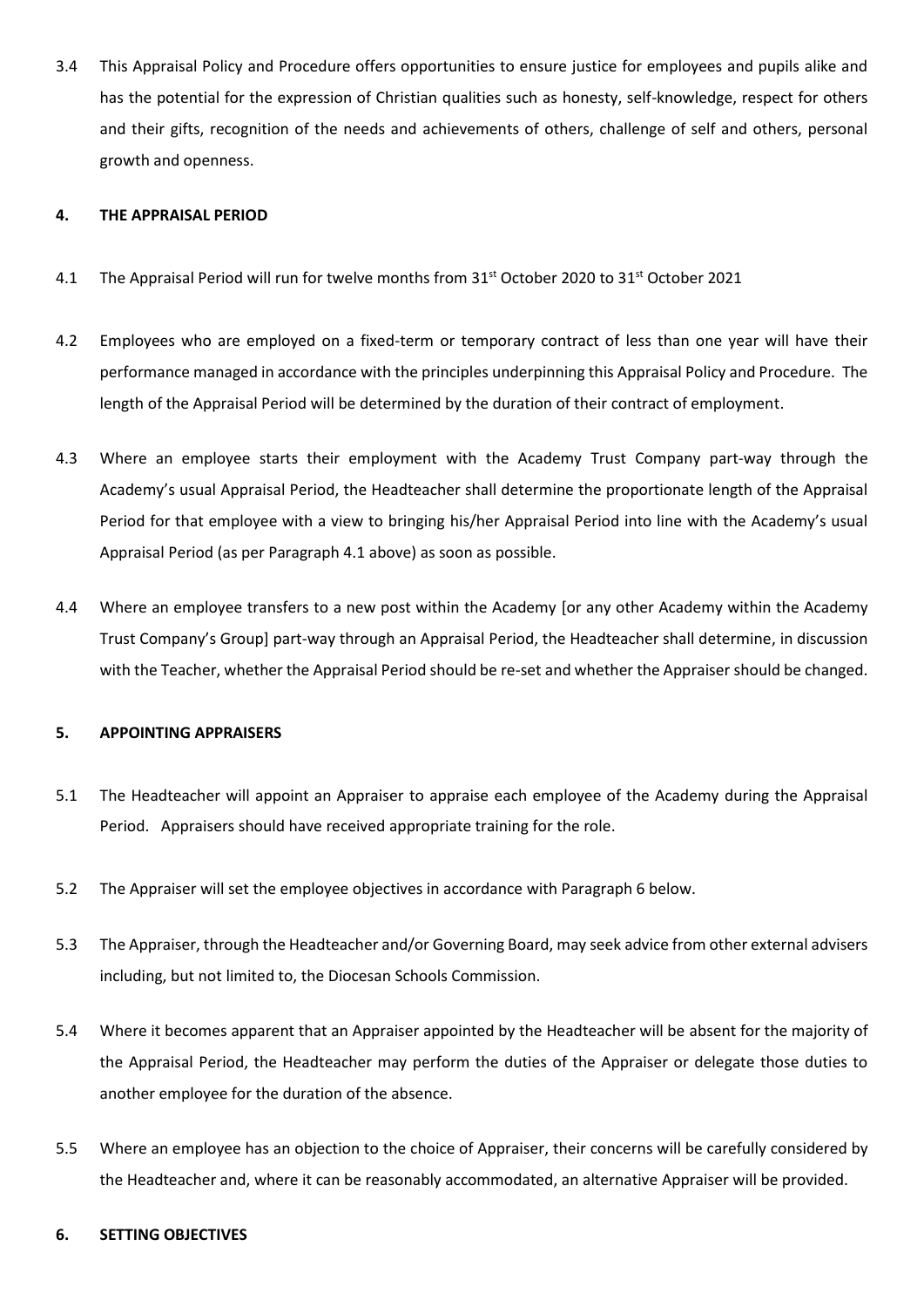3.4 This Appraisal Policy and Procedure offers opportunities to ensure justice for employees and pupils alike and has the potential for the expression of Christian qualities such as honesty, self-knowledge, respect for others and their gifts, recognition of the needs and achievements of others, challenge of self and others, personal growth and openness.

## 4. THE APPRAISAL PERIOD

4.1 The Appraisal Period will run for twelve months from 31st October 2020 to 31st October 2021

4.2 Employees who are employed on a fixed-term or temporary contract of less than one year will have their performance managed in accordance with the principles underpinning this Appraisal Policy and Procedure. The length of the Appraisal Period will be determined by the duration of their contract of employment.

4.3 Where an employee starts their employment with the Academy Trust Company part-way through the Academy's usual Appraisal Period, the Headteacher shall determine the proportionate length of the Appraisal Period for that employee with a view to bringing his/her Appraisal Period into line with the Academy's usual Appraisal Period (as per Paragraph 4.1 above) as soon as possible.

4.4 Where an employee transfers to a new post within the Academy [or any other Academy within the Academy Trust Company's Group] part-way through an Appraisal Period, the Headteacher shall determine, in discussion with the Teacher, whether the Appraisal Period should be re-set and whether the Appraiser should be changed.

## 5. APPOINTING APPRAISERS

5.1 The Headteacher will appoint an Appraiser to appraise each employee of the Academy during the Appraisal Period. Appraisers should have received appropriate training for the role.

5.2 The Appraiser will set the employee objectives in accordance with Paragraph 6 below.

5.3 The Appraiser, through the Headteacher and/or Governing Board, may seek advice from other external advisers including, but not limited to, the Diocesan Schools Commission.

5.4 Where it becomes apparent that an Appraiser appointed by the Headteacher will be absent for the majority of the Appraisal Period, the Headteacher may perform the duties of the Appraiser or delegate those duties to another employee for the duration of the absence.

5.5 Where an employee has an objection to the choice of Appraiser, their concerns will be carefully considered by the Headteacher and, where it can be reasonably accommodated, an alternative Appraiser will be provided.

## 6. SETTING OBJECTIVES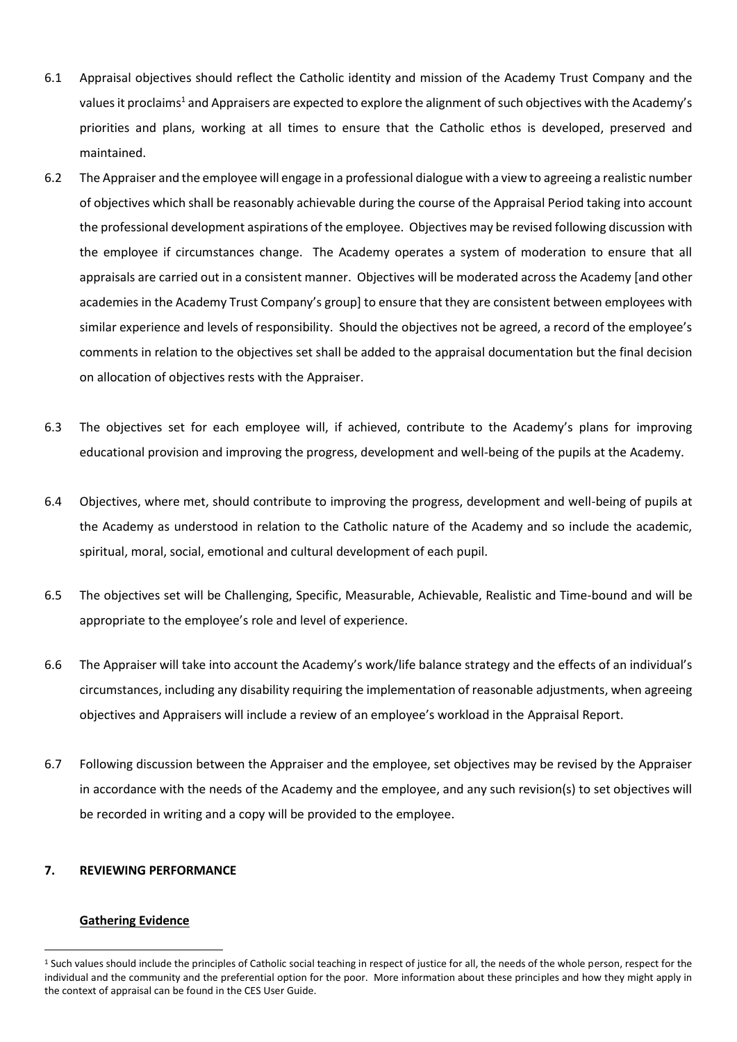6.1 Appraisal objectives should reflect the Catholic identity and mission of the Academy Trust Company and the values it proclaims[1] and Appraisers are expected to explore the alignment of such objectives with the Academy's priorities and plans, working at all times to ensure that the Catholic ethos is developed, preserved and maintained.

6.2 The Appraiser and the employee will engage in a professional dialogue with a view to agreeing a realistic number of objectives which shall be reasonably achievable during the course of the Appraisal Period taking into account the professional development aspirations of the employee. Objectives may be revised following discussion with the employee if circumstances change. The Academy operates a system of moderation to ensure that all appraisals are carried out in a consistent manner. Objectives will be moderated across the Academy [and other academies in the Academy Trust Company's group] to ensure that they are consistent between employees with similar experience and levels of responsibility. Should the objectives not be agreed, a record of the employee's comments in relation to the objectives set shall be added to the appraisal documentation but the final decision on allocation of objectives rests with the Appraiser.

6.3 The objectives set for each employee will, if achieved, contribute to the Academy's plans for improving educational provision and improving the progress, development and well-being of the pupils at the Academy.

6.4 Objectives, where met, should contribute to improving the progress, development and well-being of pupils at the Academy as understood in relation to the Catholic nature of the Academy and so include the academic, spiritual, moral, social, emotional and cultural development of each pupil.

6.5 The objectives set will be Challenging, Specific, Measurable, Achievable, Realistic and Time-bound and will be appropriate to the employee's role and level of experience.

6.6 The Appraiser will take into account the Academy's work/life balance strategy and the effects of an individual's circumstances, including any disability requiring the implementation of reasonable adjustments, when agreeing objectives and Appraisers will include a review of an employee's workload in the Appraisal Report.

6.7 Following discussion between the Appraiser and the employee, set objectives may be revised by the Appraiser in accordance with the needs of the Academy and the employee, and any such revision(s) to set objectives will be recorded in writing and a copy will be provided to the employee.

## 7. REVIEWING PERFORMANCE

**Gathering Evidence**

[1] Such values should include the principles of Catholic social teaching in respect of justice for all, the needs of the whole person, respect for the individual and the community and the preferential option for the poor. More information about these principles and how they might apply in the context of appraisal can be found in the CES User Guide.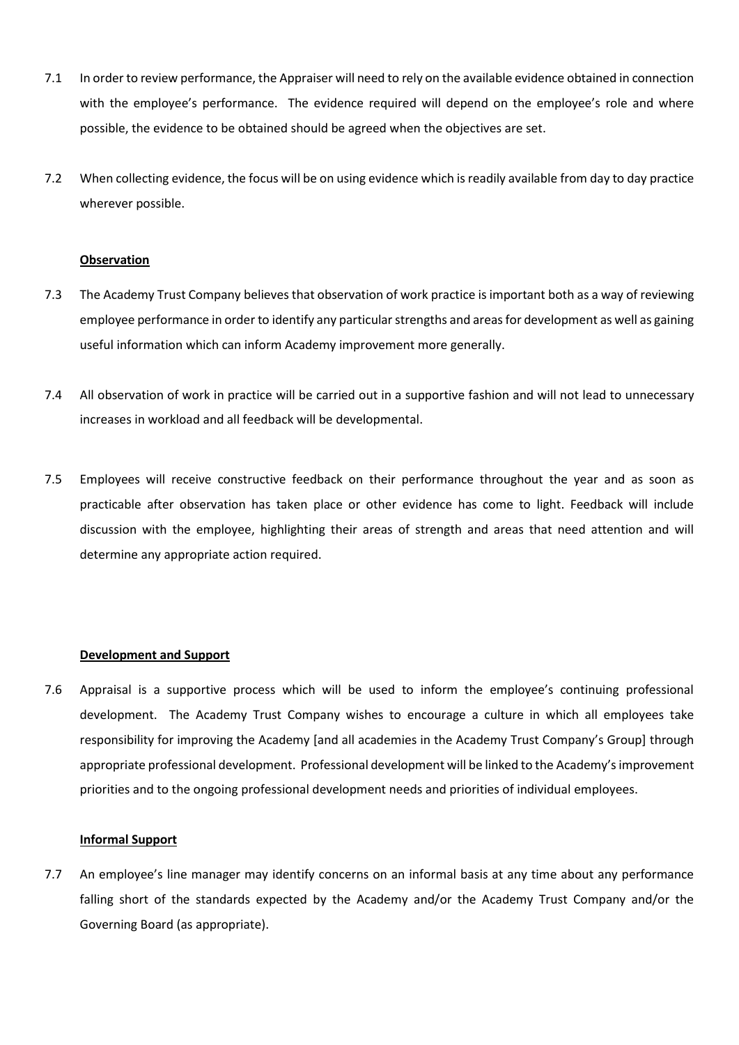7.1 In order to review performance, the Appraiser will need to rely on the available evidence obtained in connection with the employee's performance. The evidence required will depend on the employee's role and where possible, the evidence to be obtained should be agreed when the objectives are set.

7.2 When collecting evidence, the focus will be on using evidence which is readily available from day to day practice wherever possible.

**Observation**

7.3 The Academy Trust Company believes that observation of work practice is important both as a way of reviewing employee performance in order to identify any particular strengths and areas for development as well as gaining useful information which can inform Academy improvement more generally.

7.4 All observation of work in practice will be carried out in a supportive fashion and will not lead to unnecessary increases in workload and all feedback will be developmental.

7.5 Employees will receive constructive feedback on their performance throughout the year and as soon as practicable after observation has taken place or other evidence has come to light. Feedback will include discussion with the employee, highlighting their areas of strength and areas that need attention and will determine any appropriate action required.

**Development and Support**

7.6 Appraisal is a supportive process which will be used to inform the employee's continuing professional development. The Academy Trust Company wishes to encourage a culture in which all employees take responsibility for improving the Academy [and all academies in the Academy Trust Company's Group] through appropriate professional development. Professional development will be linked to the Academy's improvement priorities and to the ongoing professional development needs and priorities of individual employees.

**Informal Support**

7.7 An employee's line manager may identify concerns on an informal basis at any time about any performance falling short of the standards expected by the Academy and/or the Academy Trust Company and/or the Governing Board (as appropriate).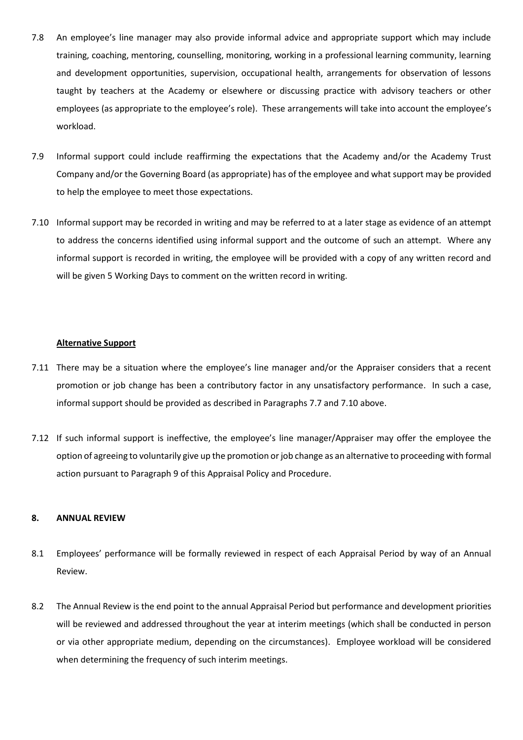7.8 An employee's line manager may also provide informal advice and appropriate support which may include training, coaching, mentoring, counselling, monitoring, working in a professional learning community, learning and development opportunities, supervision, occupational health, arrangements for observation of lessons taught by teachers at the Academy or elsewhere or discussing practice with advisory teachers or other employees (as appropriate to the employee's role). These arrangements will take into account the employee's workload.

7.9 Informal support could include reaffirming the expectations that the Academy and/or the Academy Trust Company and/or the Governing Board (as appropriate) has of the employee and what support may be provided to help the employee to meet those expectations.

7.10 Informal support may be recorded in writing and may be referred to at a later stage as evidence of an attempt to address the concerns identified using informal support and the outcome of such an attempt. Where any informal support is recorded in writing, the employee will be provided with a copy of any written record and will be given 5 Working Days to comment on the written record in writing.

**Alternative Support**

7.11 There may be a situation where the employee's line manager and/or the Appraiser considers that a recent promotion or job change has been a contributory factor in any unsatisfactory performance. In such a case, informal support should be provided as described in Paragraphs 7.7 and 7.10 above.

7.12 If such informal support is ineffective, the employee's line manager/Appraiser may offer the employee the option of agreeing to voluntarily give up the promotion or job change as an alternative to proceeding with formal action pursuant to Paragraph 9 of this Appraisal Policy and Procedure.

## 8. ANNUAL REVIEW

8.1 Employees' performance will be formally reviewed in respect of each Appraisal Period by way of an Annual Review.

8.2 The Annual Review is the end point to the annual Appraisal Period but performance and development priorities will be reviewed and addressed throughout the year at interim meetings (which shall be conducted in person or via other appropriate medium, depending on the circumstances). Employee workload will be considered when determining the frequency of such interim meetings.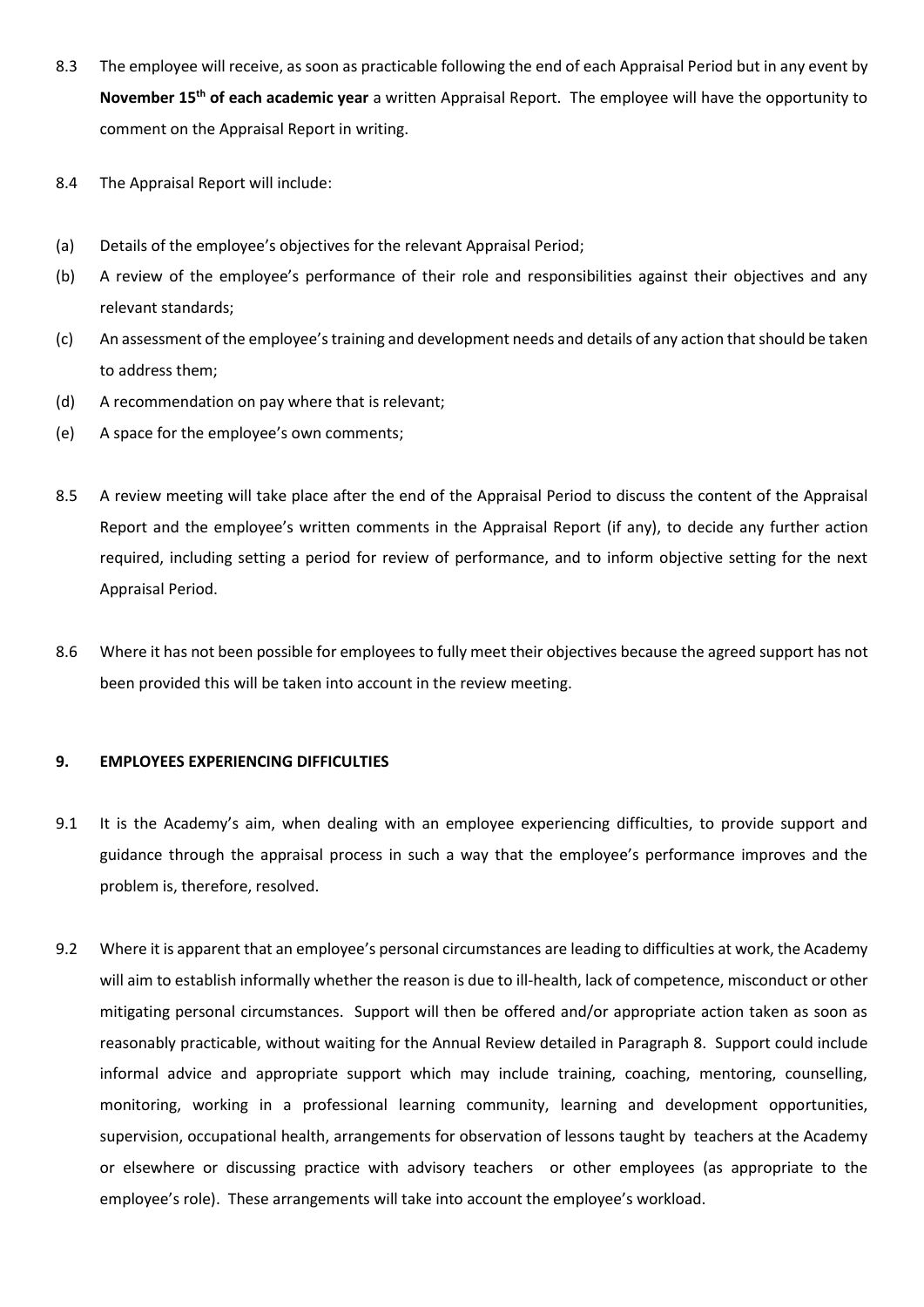8.3 The employee will receive, as soon as practicable following the end of each Appraisal Period but in any event by **November 15th of each academic year** a written Appraisal Report. The employee will have the opportunity to comment on the Appraisal Report in writing.

8.4 The Appraisal Report will include:

(a) Details of the employee's objectives for the relevant Appraisal Period;

(b) A review of the employee's performance of their role and responsibilities against their objectives and any relevant standards;

(c) An assessment of the employee's training and development needs and details of any action that should be taken to address them;

(d) A recommendation on pay where that is relevant;

(e) A space for the employee's own comments;

8.5 A review meeting will take place after the end of the Appraisal Period to discuss the content of the Appraisal Report and the employee's written comments in the Appraisal Report (if any), to decide any further action required, including setting a period for review of performance, and to inform objective setting for the next Appraisal Period.

8.6 Where it has not been possible for employees to fully meet their objectives because the agreed support has not been provided this will be taken into account in the review meeting.

## 9. EMPLOYEES EXPERIENCING DIFFICULTIES

9.1 It is the Academy's aim, when dealing with an employee experiencing difficulties, to provide support and guidance through the appraisal process in such a way that the employee's performance improves and the problem is, therefore, resolved.

9.2 Where it is apparent that an employee's personal circumstances are leading to difficulties at work, the Academy will aim to establish informally whether the reason is due to ill-health, lack of competence, misconduct or other mitigating personal circumstances. Support will then be offered and/or appropriate action taken as soon as reasonably practicable, without waiting for the Annual Review detailed in Paragraph 8. Support could include informal advice and appropriate support which may include training, coaching, mentoring, counselling, monitoring, working in a professional learning community, learning and development opportunities, supervision, occupational health, arrangements for observation of lessons taught by teachers at the Academy or elsewhere or discussing practice with advisory teachers or other employees (as appropriate to the employee's role). These arrangements will take into account the employee's workload.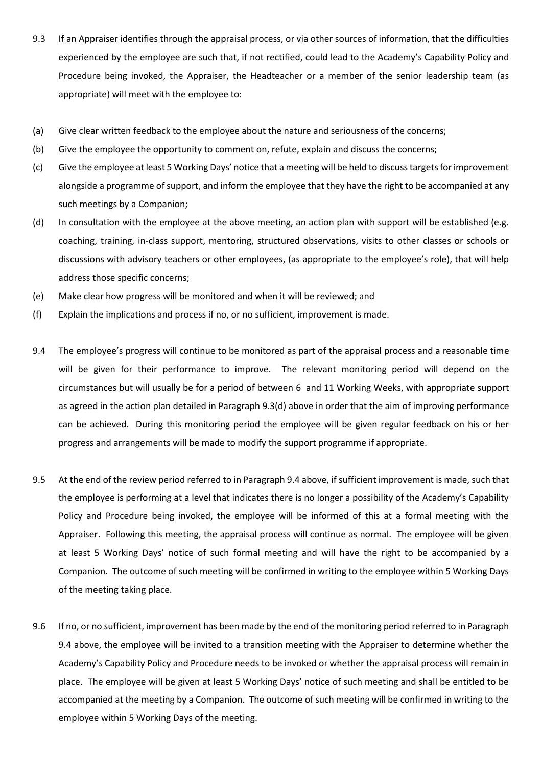9.3 If an Appraiser identifies through the appraisal process, or via other sources of information, that the difficulties experienced by the employee are such that, if not rectified, could lead to the Academy's Capability Policy and Procedure being invoked, the Appraiser, the Headteacher or a member of the senior leadership team (as appropriate) will meet with the employee to:

(a) Give clear written feedback to the employee about the nature and seriousness of the concerns;

(b) Give the employee the opportunity to comment on, refute, explain and discuss the concerns;

(c) Give the employee at least 5 Working Days' notice that a meeting will be held to discuss targets for improvement alongside a programme of support, and inform the employee that they have the right to be accompanied at any such meetings by a Companion;

(d) In consultation with the employee at the above meeting, an action plan with support will be established (e.g. coaching, training, in-class support, mentoring, structured observations, visits to other classes or schools or discussions with advisory teachers or other employees, (as appropriate to the employee's role), that will help address those specific concerns;

(e) Make clear how progress will be monitored and when it will be reviewed; and

(f) Explain the implications and process if no, or no sufficient, improvement is made.

9.4 The employee's progress will continue to be monitored as part of the appraisal process and a reasonable time will be given for their performance to improve. The relevant monitoring period will depend on the circumstances but will usually be for a period of between 6 and 11 Working Weeks, with appropriate support as agreed in the action plan detailed in Paragraph 9.3(d) above in order that the aim of improving performance can be achieved. During this monitoring period the employee will be given regular feedback on his or her progress and arrangements will be made to modify the support programme if appropriate.

9.5 At the end of the review period referred to in Paragraph 9.4 above, if sufficient improvement is made, such that the employee is performing at a level that indicates there is no longer a possibility of the Academy's Capability Policy and Procedure being invoked, the employee will be informed of this at a formal meeting with the Appraiser. Following this meeting, the appraisal process will continue as normal. The employee will be given at least 5 Working Days' notice of such formal meeting and will have the right to be accompanied by a Companion. The outcome of such meeting will be confirmed in writing to the employee within 5 Working Days of the meeting taking place.

9.6 If no, or no sufficient, improvement has been made by the end of the monitoring period referred to in Paragraph 9.4 above, the employee will be invited to a transition meeting with the Appraiser to determine whether the Academy's Capability Policy and Procedure needs to be invoked or whether the appraisal process will remain in place. The employee will be given at least 5 Working Days' notice of such meeting and shall be entitled to be accompanied at the meeting by a Companion. The outcome of such meeting will be confirmed in writing to the employee within 5 Working Days of the meeting.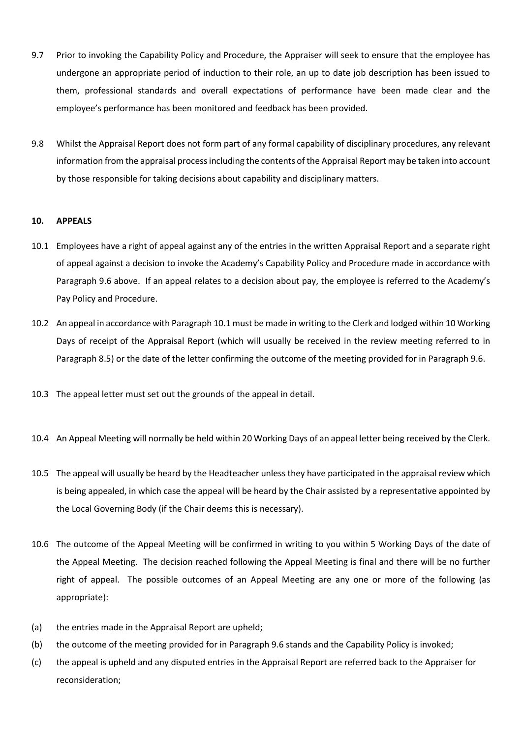9.7 Prior to invoking the Capability Policy and Procedure, the Appraiser will seek to ensure that the employee has undergone an appropriate period of induction to their role, an up to date job description has been issued to them, professional standards and overall expectations of performance have been made clear and the employee's performance has been monitored and feedback has been provided.

9.8 Whilst the Appraisal Report does not form part of any formal capability of disciplinary procedures, any relevant information from the appraisal process including the contents of the Appraisal Report may be taken into account by those responsible for taking decisions about capability and disciplinary matters.

## 10. APPEALS

10.1 Employees have a right of appeal against any of the entries in the written Appraisal Report and a separate right of appeal against a decision to invoke the Academy's Capability Policy and Procedure made in accordance with Paragraph 9.6 above. If an appeal relates to a decision about pay, the employee is referred to the Academy's Pay Policy and Procedure.

10.2 An appeal in accordance with Paragraph 10.1 must be made in writing to the Clerk and lodged within 10 Working Days of receipt of the Appraisal Report (which will usually be received in the review meeting referred to in Paragraph 8.5) or the date of the letter confirming the outcome of the meeting provided for in Paragraph 9.6.

10.3 The appeal letter must set out the grounds of the appeal in detail.

10.4 An Appeal Meeting will normally be held within 20 Working Days of an appeal letter being received by the Clerk.

10.5 The appeal will usually be heard by the Headteacher unless they have participated in the appraisal review which is being appealed, in which case the appeal will be heard by the Chair assisted by a representative appointed by the Local Governing Body (if the Chair deems this is necessary).

10.6 The outcome of the Appeal Meeting will be confirmed in writing to you within 5 Working Days of the date of the Appeal Meeting. The decision reached following the Appeal Meeting is final and there will be no further right of appeal. The possible outcomes of an Appeal Meeting are any one or more of the following (as appropriate):

(a) the entries made in the Appraisal Report are upheld;

(b) the outcome of the meeting provided for in Paragraph 9.6 stands and the Capability Policy is invoked;

(c) the appeal is upheld and any disputed entries in the Appraisal Report are referred back to the Appraiser for reconsideration;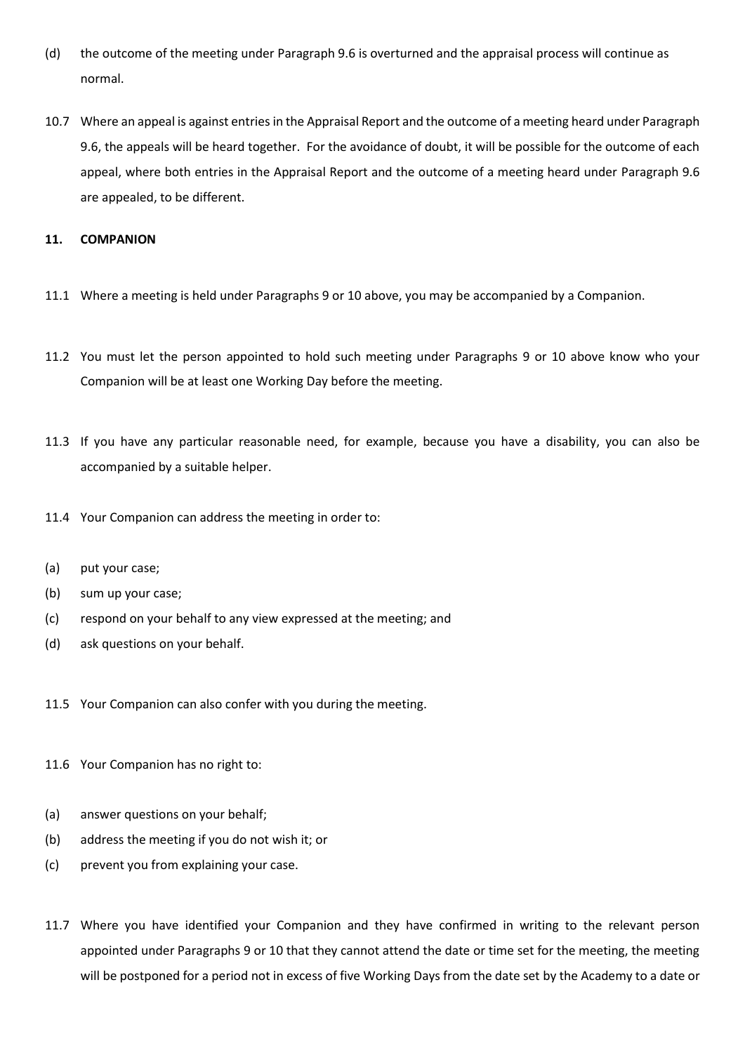(d) the outcome of the meeting under Paragraph 9.6 is overturned and the appraisal process will continue as normal.

10.7 Where an appeal is against entries in the Appraisal Report and the outcome of a meeting heard under Paragraph 9.6, the appeals will be heard together. For the avoidance of doubt, it will be possible for the outcome of each appeal, where both entries in the Appraisal Report and the outcome of a meeting heard under Paragraph 9.6 are appealed, to be different.

## 11. COMPANION

11.1 Where a meeting is held under Paragraphs 9 or 10 above, you may be accompanied by a Companion.

11.2 You must let the person appointed to hold such meeting under Paragraphs 9 or 10 above know who your Companion will be at least one Working Day before the meeting.

11.3 If you have any particular reasonable need, for example, because you have a disability, you can also be accompanied by a suitable helper.

11.4 Your Companion can address the meeting in order to:

(a) put your case;

(b) sum up your case;

(c) respond on your behalf to any view expressed at the meeting; and

(d) ask questions on your behalf.

11.5 Your Companion can also confer with you during the meeting.

11.6 Your Companion has no right to:

(a) answer questions on your behalf;

(b) address the meeting if you do not wish it; or

(c) prevent you from explaining your case.

11.7 Where you have identified your Companion and they have confirmed in writing to the relevant person appointed under Paragraphs 9 or 10 that they cannot attend the date or time set for the meeting, the meeting will be postponed for a period not in excess of five Working Days from the date set by the Academy to a date or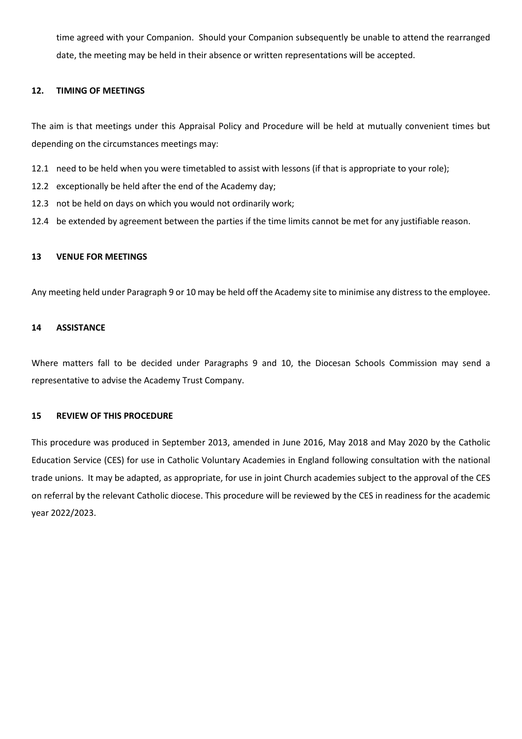time agreed with your Companion. Should your Companion subsequently be unable to attend the rearranged date, the meeting may be held in their absence or written representations will be accepted.

## 12. TIMING OF MEETINGS

The aim is that meetings under this Appraisal Policy and Procedure will be held at mutually convenient times but depending on the circumstances meetings may:

12.1 need to be held when you were timetabled to assist with lessons (if that is appropriate to your role);

12.2 exceptionally be held after the end of the Academy day;

12.3 not be held on days on which you would not ordinarily work;

12.4 be extended by agreement between the parties if the time limits cannot be met for any justifiable reason.

## 13 VENUE FOR MEETINGS

Any meeting held under Paragraph 9 or 10 may be held off the Academy site to minimise any distress to the employee.

## 14 ASSISTANCE

Where matters fall to be decided under Paragraphs 9 and 10, the Diocesan Schools Commission may send a representative to advise the Academy Trust Company.

## 15 REVIEW OF THIS PROCEDURE

This procedure was produced in September 2013, amended in June 2016, May 2018 and May 2020 by the Catholic Education Service (CES) for use in Catholic Voluntary Academies in England following consultation with the national trade unions. It may be adapted, as appropriate, for use in joint Church academies subject to the approval of the CES on referral by the relevant Catholic diocese. This procedure will be reviewed by the CES in readiness for the academic year 2022/2023.